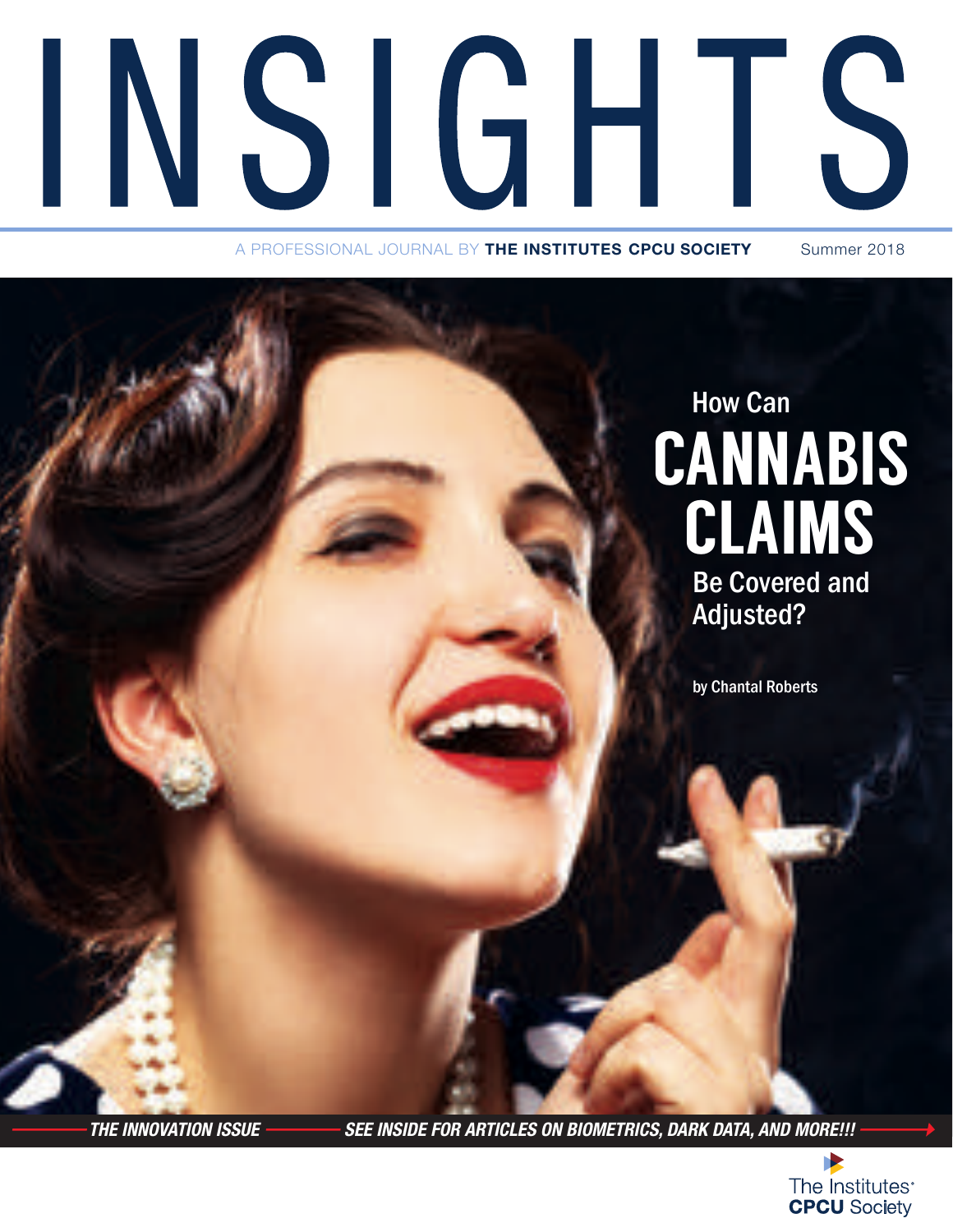# INSIGHTS

A PROFESSIONAL JOURNAL BY **THE INSTITUTES CPCU SOCIETY** Summer 2018

## How Can CANNABIS CLAIMS Be Covered and Adjusted?

by Chantal Roberts

***THE INNOVATION ISSUE — SEE INSIDE FOR ARTICLES ON BIOMETRICS, DARK DATA, AND MORE!!!***

The Institutes
**CPCU** Society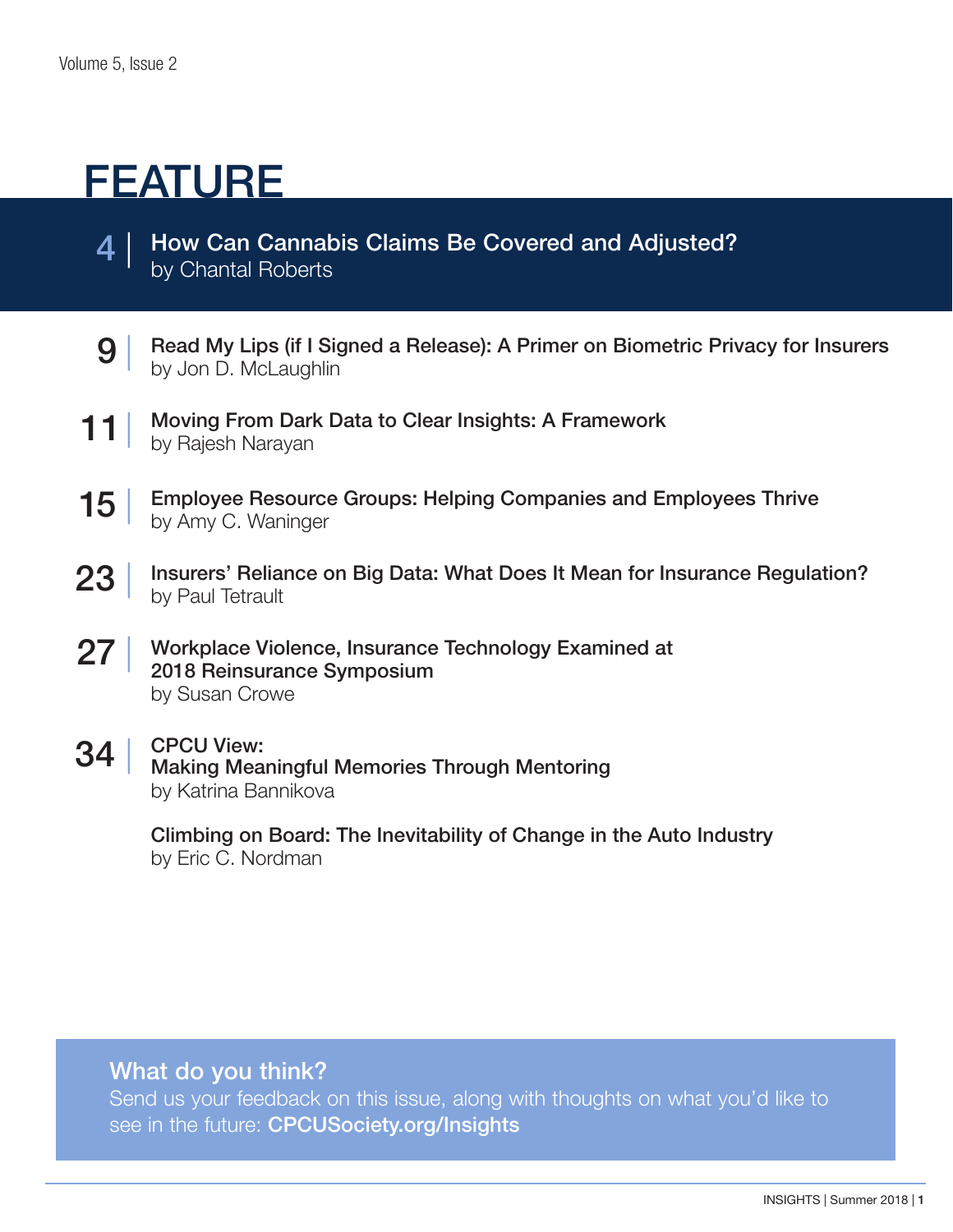# FEATURE

**4** | **How Can Cannabis Claims Be Covered and Adjusted?**
by Chantal Roberts

**9** | **Read My Lips (if I Signed a Release): A Primer on Biometric Privacy for Insurers**
by Jon D. McLaughlin

**11** | **Moving From Dark Data to Clear Insights: A Framework**
by Rajesh Narayan

**15** | **Employee Resource Groups: Helping Companies and Employees Thrive**
by Amy C. Waninger

**23** | **Insurers' Reliance on Big Data: What Does It Mean for Insurance Regulation?**
by Paul Tetrault

**27** | **Workplace Violence, Insurance Technology Examined at 2018 Reinsurance Symposium**
by Susan Crowe

**34** | **CPCU View:**
**Making Meaningful Memories Through Mentoring**
by Katrina Bannikova

**Climbing on Board: The Inevitability of Change in the Auto Industry**
by Eric C. Nordman

**What do you think?**

Send us your feedback on this issue, along with thoughts on what you'd like to see in the future: **CPCUSociety.org/Insights**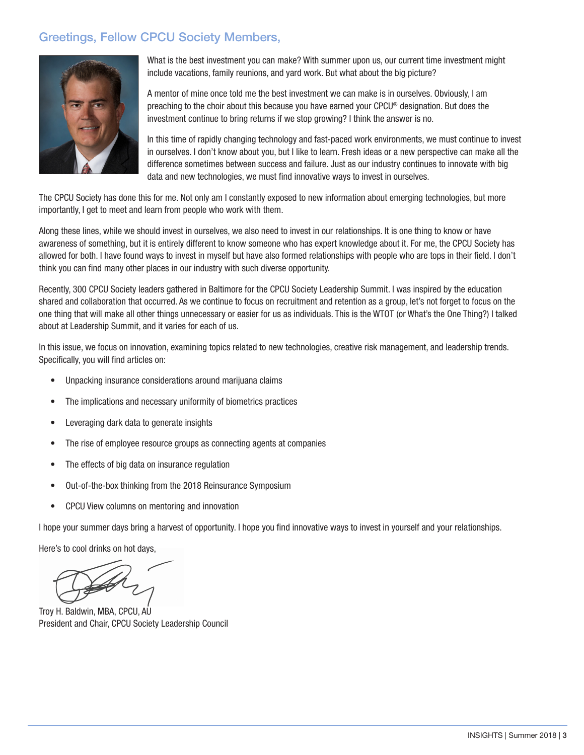## Greetings, Fellow CPCU Society Members,

What is the best investment you can make? With summer upon us, our current time investment might include vacations, family reunions, and yard work. But what about the big picture?

A mentor of mine once told me the best investment we can make is in ourselves. Obviously, I am preaching to the choir about this because you have earned your CPCU® designation. But does the investment continue to bring returns if we stop growing? I think the answer is no.

In this time of rapidly changing technology and fast-paced work environments, we must continue to invest in ourselves. I don't know about you, but I like to learn. Fresh ideas or a new perspective can make all the difference sometimes between success and failure. Just as our industry continues to innovate with big data and new technologies, we must find innovative ways to invest in ourselves.

The CPCU Society has done this for me. Not only am I constantly exposed to new information about emerging technologies, but more importantly, I get to meet and learn from people who work with them.

Along these lines, while we should invest in ourselves, we also need to invest in our relationships. It is one thing to know or have awareness of something, but it is entirely different to know someone who has expert knowledge about it. For me, the CPCU Society has allowed for both. I have found ways to invest in myself but have also formed relationships with people who are tops in their field. I don't think you can find many other places in our industry with such diverse opportunity.

Recently, 300 CPCU Society leaders gathered in Baltimore for the CPCU Society Leadership Summit. I was inspired by the education shared and collaboration that occurred. As we continue to focus on recruitment and retention as a group, let's not forget to focus on the one thing that will make all other things unnecessary or easier for us as individuals. This is the WTOT (or What's the One Thing?) I talked about at Leadership Summit, and it varies for each of us.

In this issue, we focus on innovation, examining topics related to new technologies, creative risk management, and leadership trends. Specifically, you will find articles on:

- Unpacking insurance considerations around marijuana claims
- The implications and necessary uniformity of biometrics practices
- Leveraging dark data to generate insights
- The rise of employee resource groups as connecting agents at companies
- The effects of big data on insurance regulation
- Out-of-the-box thinking from the 2018 Reinsurance Symposium
- CPCU View columns on mentoring and innovation

I hope your summer days bring a harvest of opportunity. I hope you find innovative ways to invest in yourself and your relationships.

Here's to cool drinks on hot days,

Troy H. Baldwin, MBA, CPCU, AU
President and Chair, CPCU Society Leadership Council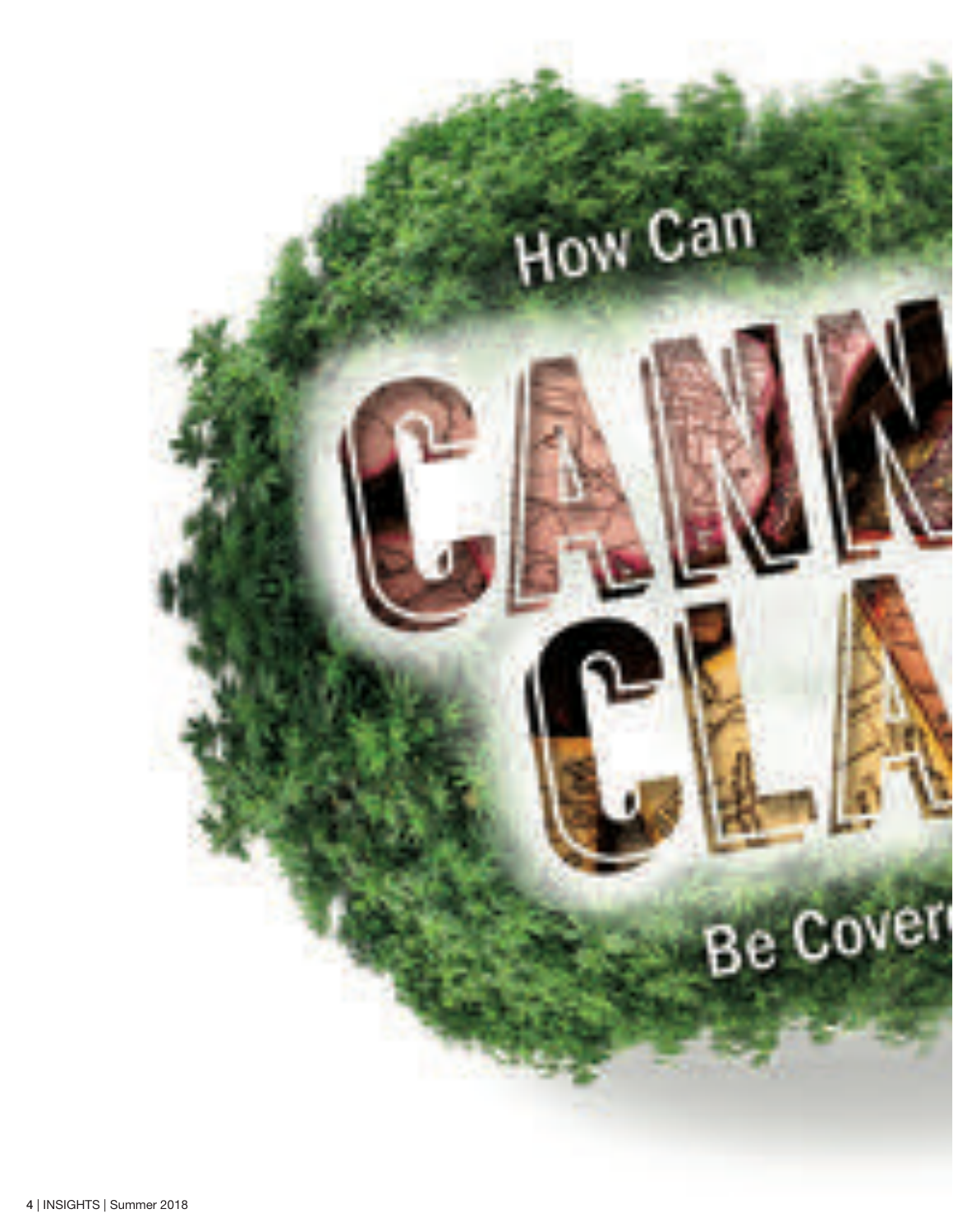How Can

CANN

CLA

Be Cover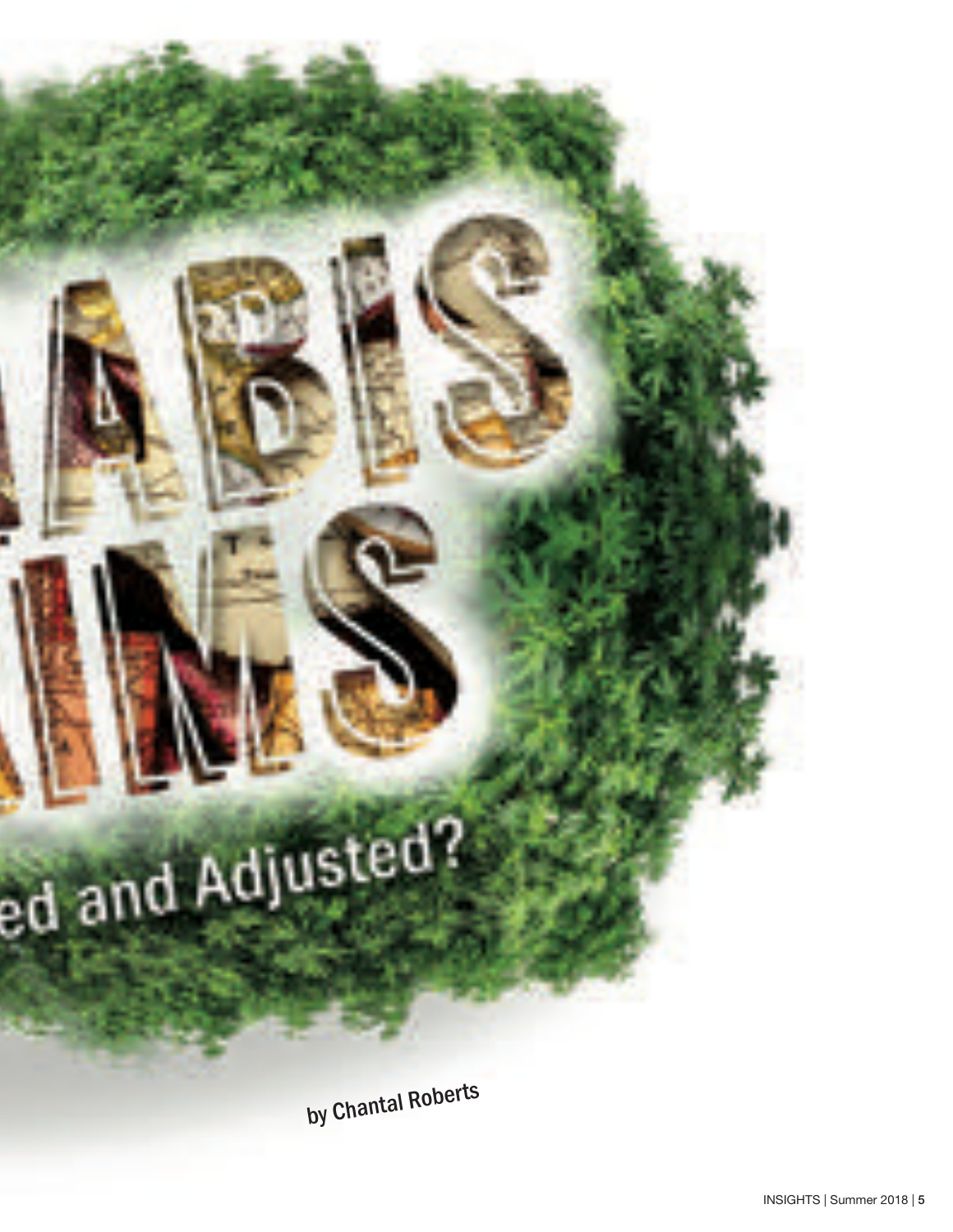ABIS
IMS

ed and Adjusted?

by Chantal Roberts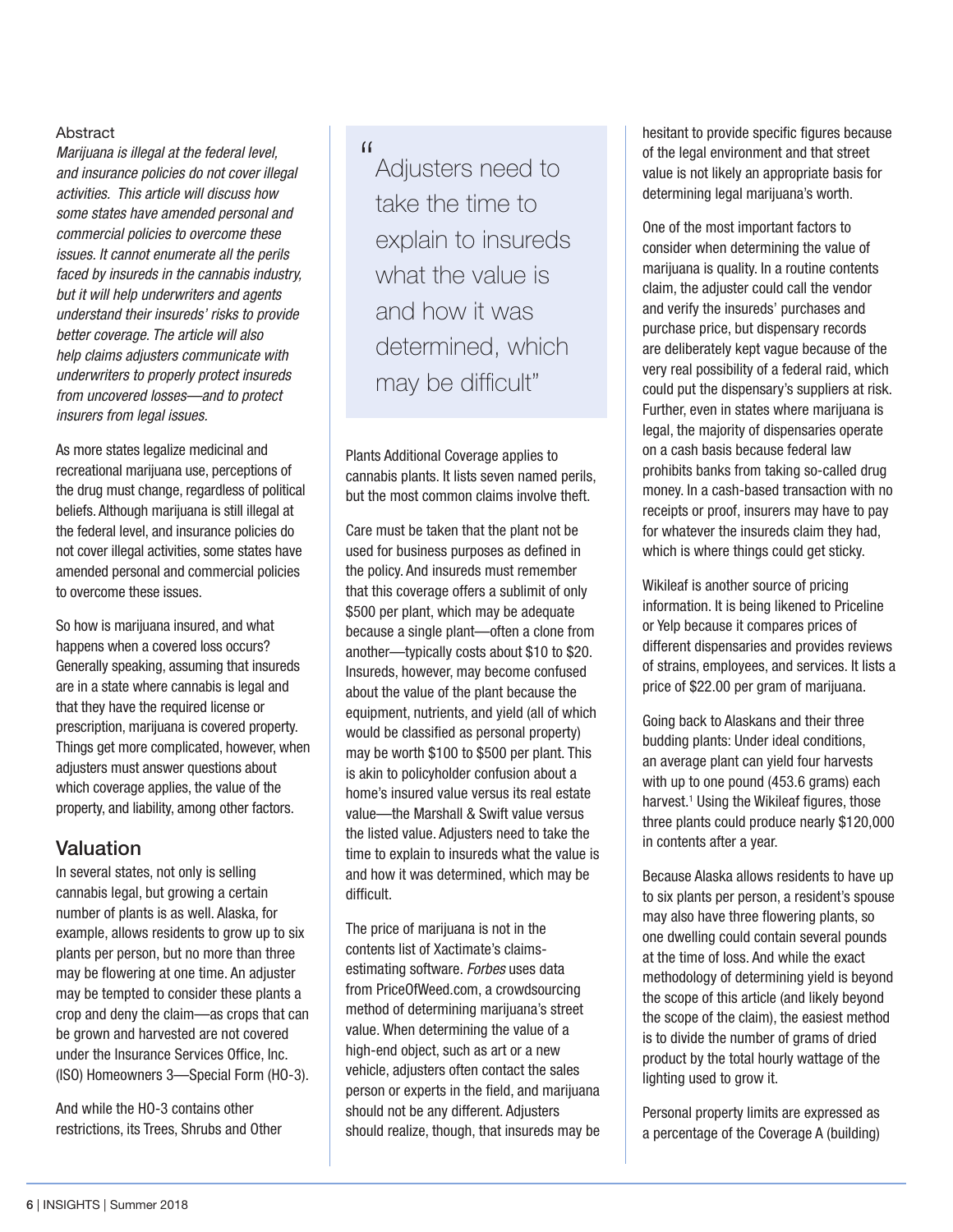Abstract

*Marijuana is illegal at the federal level, and insurance policies do not cover illegal activities. This article will discuss how some states have amended personal and commercial policies to overcome these issues. It cannot enumerate all the perils faced by insureds in the cannabis industry, but it will help underwriters and agents understand their insureds' risks to provide better coverage. The article will also help claims adjusters communicate with underwriters to properly protect insureds from uncovered losses—and to protect insurers from legal issues.*

As more states legalize medicinal and recreational marijuana use, perceptions of the drug must change, regardless of political beliefs. Although marijuana is still illegal at the federal level, and insurance policies do not cover illegal activities, some states have amended personal and commercial policies to overcome these issues.

So how is marijuana insured, and what happens when a covered loss occurs? Generally speaking, assuming that insureds are in a state where cannabis is legal and that they have the required license or prescription, marijuana is covered property. Things get more complicated, however, when adjusters must answer questions about which coverage applies, the value of the property, and liability, among other factors.

## Valuation

In several states, not only is selling cannabis legal, but growing a certain number of plants is as well. Alaska, for example, allows residents to grow up to six plants per person, but no more than three may be flowering at one time. An adjuster may be tempted to consider these plants a crop and deny the claim—as crops that can be grown and harvested are not covered under the Insurance Services Office, Inc. (ISO) Homeowners 3—Special Form (HO-3).

And while the HO-3 contains other restrictions, its Trees, Shrubs and Other Plants Additional Coverage applies to cannabis plants. It lists seven named perils, but the most common claims involve theft.

> "Adjusters need to take the time to explain to insureds what the value is and how it was determined, which may be difficult"

Care must be taken that the plant not be used for business purposes as defined in the policy. And insureds must remember that this coverage offers a sublimit of only \$500 per plant, which may be adequate because a single plant—often a clone from another—typically costs about \$10 to \$20. Insureds, however, may become confused about the value of the plant because the equipment, nutrients, and yield (all of which would be classified as personal property) may be worth \$100 to \$500 per plant. This is akin to policyholder confusion about a home's insured value versus its real estate value—the Marshall & Swift value versus the listed value. Adjusters need to take the time to explain to insureds what the value is and how it was determined, which may be difficult.

The price of marijuana is not in the contents list of Xactimate's claims-estimating software. *Forbes* uses data from PriceOfWeed.com, a crowdsourcing method of determining marijuana's street value. When determining the value of a high-end object, such as art or a new vehicle, adjusters often contact the sales person or experts in the field, and marijuana should not be any different. Adjusters should realize, though, that insureds may be hesitant to provide specific figures because of the legal environment and that street value is not likely an appropriate basis for determining legal marijuana's worth.

One of the most important factors to consider when determining the value of marijuana is quality. In a routine contents claim, the adjuster could call the vendor and verify the insureds' purchases and purchase price, but dispensary records are deliberately kept vague because of the very real possibility of a federal raid, which could put the dispensary's suppliers at risk. Further, even in states where marijuana is legal, the majority of dispensaries operate on a cash basis because federal law prohibits banks from taking so-called drug money. In a cash-based transaction with no receipts or proof, insurers may have to pay for whatever the insureds claim they had, which is where things could get sticky.

Wikileaf is another source of pricing information. It is being likened to Priceline or Yelp because it compares prices of different dispensaries and provides reviews of strains, employees, and services. It lists a price of \$22.00 per gram of marijuana.

Going back to Alaskans and their three budding plants: Under ideal conditions, an average plant can yield four harvests with up to one pound (453.6 grams) each harvest.[1] Using the Wikileaf figures, those three plants could produce nearly \$120,000 in contents after a year.

Because Alaska allows residents to have up to six plants per person, a resident's spouse may also have three flowering plants, so one dwelling could contain several pounds at the time of loss. And while the exact methodology of determining yield is beyond the scope of this article (and likely beyond the scope of the claim), the easiest method is to divide the number of grams of dried product by the total hourly wattage of the lighting used to grow it.

Personal property limits are expressed as a percentage of the Coverage A (building)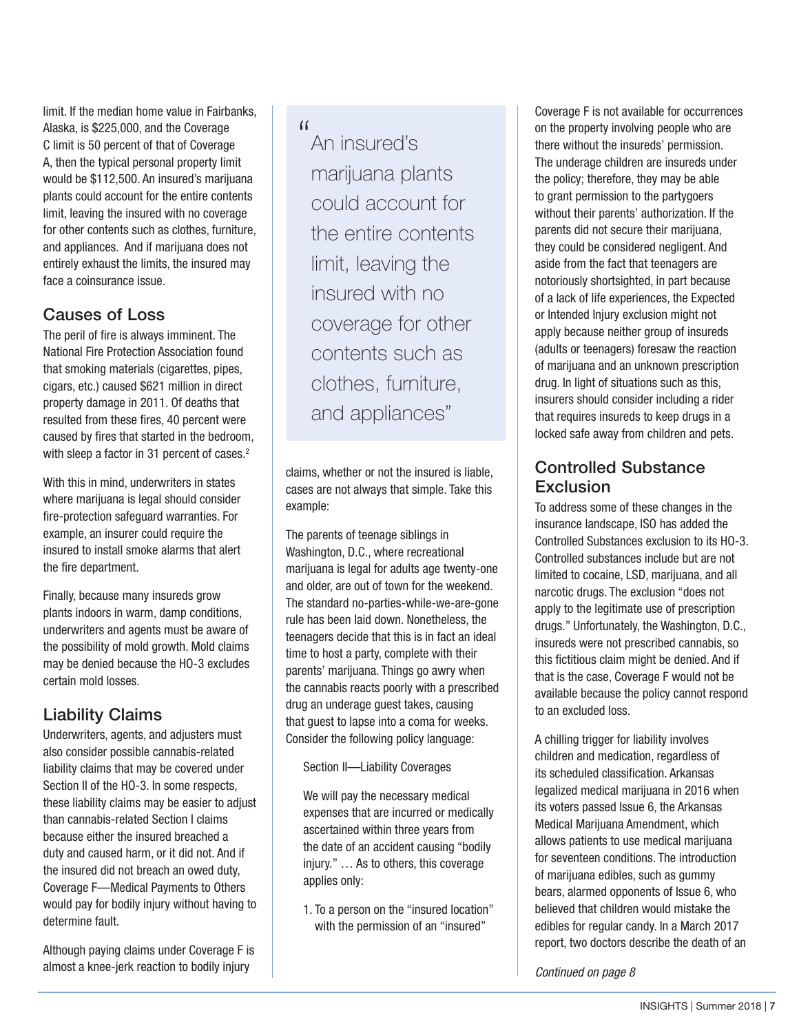limit. If the median home value in Fairbanks, Alaska, is $225,000, and the Coverage C limit is 50 percent of that of Coverage A, then the typical personal property limit would be $112,500. An insured's marijuana plants could account for the entire contents limit, leaving the insured with no coverage for other contents such as clothes, furniture, and appliances. And if marijuana does not entirely exhaust the limits, the insured may face a coinsurance issue.

## Causes of Loss

The peril of fire is always imminent. The National Fire Protection Association found that smoking materials (cigarettes, pipes, cigars, etc.) caused $621 million in direct property damage in 2011. Of deaths that resulted from these fires, 40 percent were caused by fires that started in the bedroom, with sleep a factor in 31 percent of cases.[2]

With this in mind, underwriters in states where marijuana is legal should consider fire-protection safeguard warranties. For example, an insurer could require the insured to install smoke alarms that alert the fire department.

Finally, because many insureds grow plants indoors in warm, damp conditions, underwriters and agents must be aware of the possibility of mold growth. Mold claims may be denied because the HO-3 excludes certain mold losses.

## Liability Claims

Underwriters, agents, and adjusters must also consider possible cannabis-related liability claims that may be covered under Section II of the HO-3. In some respects, these liability claims may be easier to adjust than cannabis-related Section I claims because either the insured breached a duty and caused harm, or it did not. And if the insured did not breach an owed duty, Coverage F—Medical Payments to Others would pay for bodily injury without having to determine fault.

Although paying claims under Coverage F is almost a knee-jerk reaction to bodily injury claims, whether or not the insured is liable, cases are not always that simple. Take this example:

> "An insured's marijuana plants could account for the entire contents limit, leaving the insured with no coverage for other contents such as clothes, furniture, and appliances"

The parents of teenage siblings in Washington, D.C., where recreational marijuana is legal for adults age twenty-one and older, are out of town for the weekend. The standard no-parties-while-we-are-gone rule has been laid down. Nonetheless, the teenagers decide that this is in fact an ideal time to host a party, complete with their parents' marijuana. Things go awry when the cannabis reacts poorly with a prescribed drug an underage guest takes, causing that guest to lapse into a coma for weeks. Consider the following policy language:

> Section II—Liability Coverages
>
> We will pay the necessary medical expenses that are incurred or medically ascertained within three years from the date of an accident causing "bodily injury." … As to others, this coverage applies only:
>
> 1. To a person on the "insured location" with the permission of an "insured"

Coverage F is not available for occurrences on the property involving people who are there without the insureds' permission. The underage children are insureds under the policy; therefore, they may be able to grant permission to the partygoers without their parents' authorization. If the parents did not secure their marijuana, they could be considered negligent. And aside from the fact that teenagers are notoriously shortsighted, in part because of a lack of life experiences, the Expected or Intended Injury exclusion might not apply because neither group of insureds (adults or teenagers) foresaw the reaction of marijuana and an unknown prescription drug. In light of situations such as this, insurers should consider including a rider that requires insureds to keep drugs in a locked safe away from children and pets.

## Controlled Substance Exclusion

To address some of these changes in the insurance landscape, ISO has added the Controlled Substances exclusion to its HO-3. Controlled substances include but are not limited to cocaine, LSD, marijuana, and all narcotic drugs. The exclusion "does not apply to the legitimate use of prescription drugs." Unfortunately, the Washington, D.C., insureds were not prescribed cannabis, so this fictitious claim might be denied. And if that is the case, Coverage F would not be available because the policy cannot respond to an excluded loss.

A chilling trigger for liability involves children and medication, regardless of its scheduled classification. Arkansas legalized medical marijuana in 2016 when its voters passed Issue 6, the Arkansas Medical Marijuana Amendment, which allows patients to use medical marijuana for seventeen conditions. The introduction of marijuana edibles, such as gummy bears, alarmed opponents of Issue 6, who believed that children would mistake the edibles for regular candy. In a March 2017 report, two doctors describe the death of an

*Continued on page 8*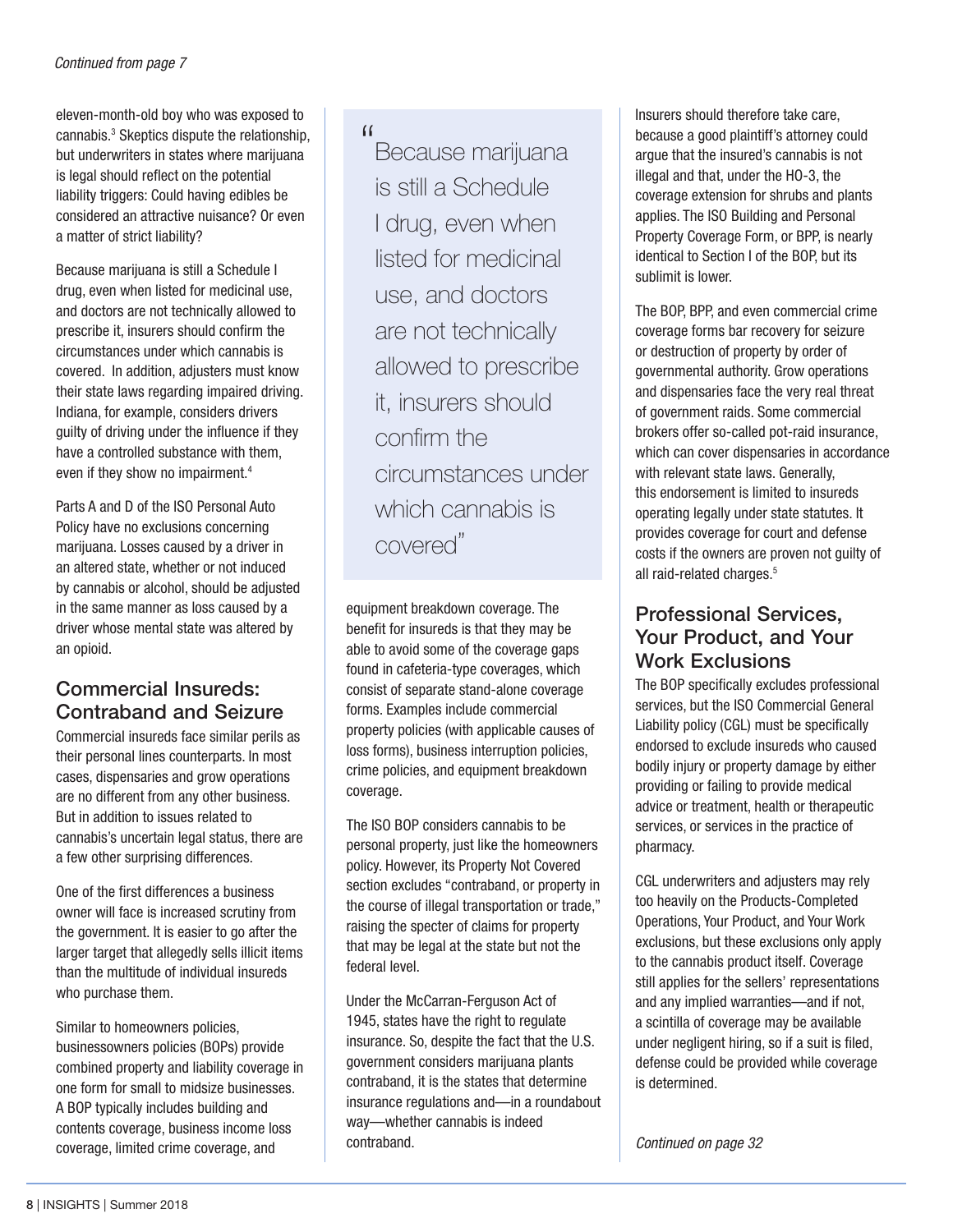*Continued from page 7*

eleven-month-old boy who was exposed to cannabis.[3] Skeptics dispute the relationship, but underwriters in states where marijuana is legal should reflect on the potential liability triggers: Could having edibles be considered an attractive nuisance? Or even a matter of strict liability?

Because marijuana is still a Schedule I drug, even when listed for medicinal use, and doctors are not technically allowed to prescribe it, insurers should confirm the circumstances under which cannabis is covered. In addition, adjusters must know their state laws regarding impaired driving. Indiana, for example, considers drivers guilty of driving under the influence if they have a controlled substance with them, even if they show no impairment.[4]

Parts A and D of the ISO Personal Auto Policy have no exclusions concerning marijuana. Losses caused by a driver in an altered state, whether or not induced by cannabis or alcohol, should be adjusted in the same manner as loss caused by a driver whose mental state was altered by an opioid.

## Commercial Insureds: Contraband and Seizure

Commercial insureds face similar perils as their personal lines counterparts. In most cases, dispensaries and grow operations are no different from any other business. But in addition to issues related to cannabis's uncertain legal status, there are a few other surprising differences.

One of the first differences a business owner will face is increased scrutiny from the government. It is easier to go after the larger target that allegedly sells illicit items than the multitude of individual insureds who purchase them.

Similar to homeowners policies, businessowners policies (BOPs) provide combined property and liability coverage in one form for small to midsize businesses. A BOP typically includes building and contents coverage, business income loss coverage, limited crime coverage, and equipment breakdown coverage. The benefit for insureds is that they may be able to avoid some of the coverage gaps found in cafeteria-type coverages, which consist of separate stand-alone coverage forms. Examples include commercial property policies (with applicable causes of loss forms), business interruption policies, crime policies, and equipment breakdown coverage.

> "Because marijuana is still a Schedule I drug, even when listed for medicinal use, and doctors are not technically allowed to prescribe it, insurers should confirm the circumstances under which cannabis is covered"

The ISO BOP considers cannabis to be personal property, just like the homeowners policy. However, its Property Not Covered section excludes "contraband, or property in the course of illegal transportation or trade," raising the specter of claims for property that may be legal at the state but not the federal level.

Under the McCarran-Ferguson Act of 1945, states have the right to regulate insurance. So, despite the fact that the U.S. government considers marijuana plants contraband, it is the states that determine insurance regulations and—in a roundabout way—whether cannabis is indeed contraband.

Insurers should therefore take care, because a good plaintiff's attorney could argue that the insured's cannabis is not illegal and that, under the HO-3, the coverage extension for shrubs and plants applies. The ISO Building and Personal Property Coverage Form, or BPP, is nearly identical to Section I of the BOP, but its sublimit is lower.

The BOP, BPP, and even commercial crime coverage forms bar recovery for seizure or destruction of property by order of governmental authority. Grow operations and dispensaries face the very real threat of government raids. Some commercial brokers offer so-called pot-raid insurance, which can cover dispensaries in accordance with relevant state laws. Generally, this endorsement is limited to insureds operating legally under state statutes. It provides coverage for court and defense costs if the owners are proven not guilty of all raid-related charges.[5]

## Professional Services, Your Product, and Your Work Exclusions

The BOP specifically excludes professional services, but the ISO Commercial General Liability policy (CGL) must be specifically endorsed to exclude insureds who caused bodily injury or property damage by either providing or failing to provide medical advice or treatment, health or therapeutic services, or services in the practice of pharmacy.

CGL underwriters and adjusters may rely too heavily on the Products-Completed Operations, Your Product, and Your Work exclusions, but these exclusions only apply to the cannabis product itself. Coverage still applies for the sellers' representations and any implied warranties—and if not, a scintilla of coverage may be available under negligent hiring, so if a suit is filed, defense could be provided while coverage is determined.

*Continued on page 32*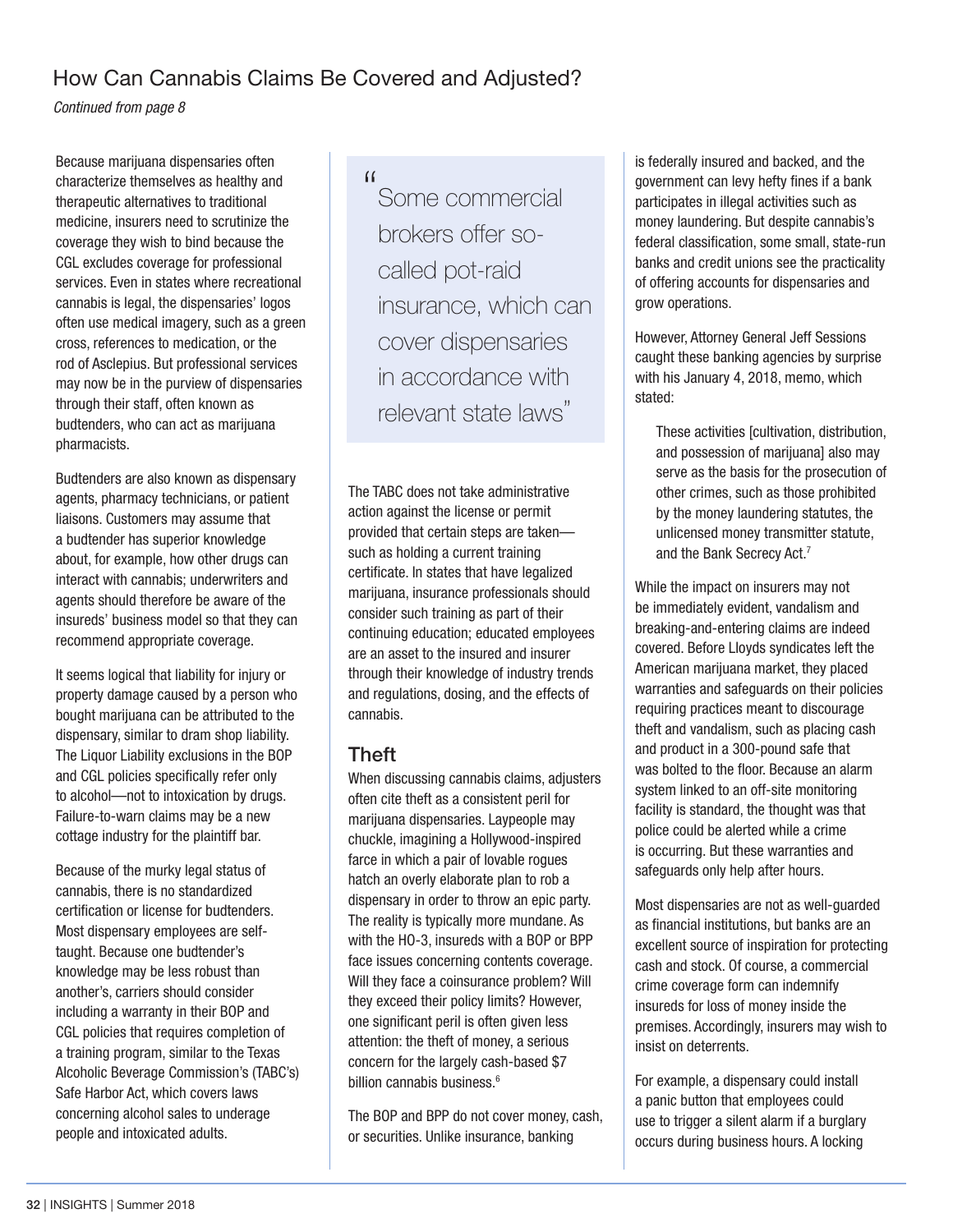## How Can Cannabis Claims Be Covered and Adjusted?

*Continued from page 8*

Because marijuana dispensaries often characterize themselves as healthy and therapeutic alternatives to traditional medicine, insurers need to scrutinize the coverage they wish to bind because the CGL excludes coverage for professional services. Even in states where recreational cannabis is legal, the dispensaries' logos often use medical imagery, such as a green cross, references to medication, or the rod of Asclepius. But professional services may now be in the purview of dispensaries through their staff, often known as budtenders, who can act as marijuana pharmacists.

Budtenders are also known as dispensary agents, pharmacy technicians, or patient liaisons. Customers may assume that a budtender has superior knowledge about, for example, how other drugs can interact with cannabis; underwriters and agents should therefore be aware of the insureds' business model so that they can recommend appropriate coverage.

It seems logical that liability for injury or property damage caused by a person who bought marijuana can be attributed to the dispensary, similar to dram shop liability. The Liquor Liability exclusions in the BOP and CGL policies specifically refer only to alcohol—not to intoxication by drugs. Failure-to-warn claims may be a new cottage industry for the plaintiff bar.

Because of the murky legal status of cannabis, there is no standardized certification or license for budtenders. Most dispensary employees are self-taught. Because one budtender's knowledge may be less robust than another's, carriers should consider including a warranty in their BOP and CGL policies that requires completion of a training program, similar to the Texas Alcoholic Beverage Commission's (TABC's) Safe Harbor Act, which covers laws concerning alcohol sales to underage people and intoxicated adults.

> "Some commercial brokers offer so-called pot-raid insurance, which can cover dispensaries in accordance with relevant state laws"

The TABC does not take administrative action against the license or permit provided that certain steps are taken—such as holding a current training certificate. In states that have legalized marijuana, insurance professionals should consider such training as part of their continuing education; educated employees are an asset to the insured and insurer through their knowledge of industry trends and regulations, dosing, and the effects of cannabis.

### Theft

When discussing cannabis claims, adjusters often cite theft as a consistent peril for marijuana dispensaries. Laypeople may chuckle, imagining a Hollywood-inspired farce in which a pair of lovable rogues hatch an overly elaborate plan to rob a dispensary in order to throw an epic party. The reality is typically more mundane. As with the HO-3, insureds with a BOP or BPP face issues concerning contents coverage. Will they face a coinsurance problem? Will they exceed their policy limits? However, one significant peril is often given less attention: the theft of money, a serious concern for the largely cash-based $7 billion cannabis business.[6]

The BOP and BPP do not cover money, cash, or securities. Unlike insurance, banking is federally insured and backed, and the government can levy hefty fines if a bank participates in illegal activities such as money laundering. But despite cannabis's federal classification, some small, state-run banks and credit unions see the practicality of offering accounts for dispensaries and grow operations.

However, Attorney General Jeff Sessions caught these banking agencies by surprise with his January 4, 2018, memo, which stated:

> These activities [cultivation, distribution, and possession of marijuana] also may serve as the basis for the prosecution of other crimes, such as those prohibited by the money laundering statutes, the unlicensed money transmitter statute, and the Bank Secrecy Act.[7]

While the impact on insurers may not be immediately evident, vandalism and breaking-and-entering claims are indeed covered. Before Lloyds syndicates left the American marijuana market, they placed warranties and safeguards on their policies requiring practices meant to discourage theft and vandalism, such as placing cash and product in a 300-pound safe that was bolted to the floor. Because an alarm system linked to an off-site monitoring facility is standard, the thought was that police could be alerted while a crime is occurring. But these warranties and safeguards only help after hours.

Most dispensaries are not as well-guarded as financial institutions, but banks are an excellent source of inspiration for protecting cash and stock. Of course, a commercial crime coverage form can indemnify insureds for loss of money inside the premises. Accordingly, insurers may wish to insist on deterrents.

For example, a dispensary could install a panic button that employees could use to trigger a silent alarm if a burglary occurs during business hours. A locking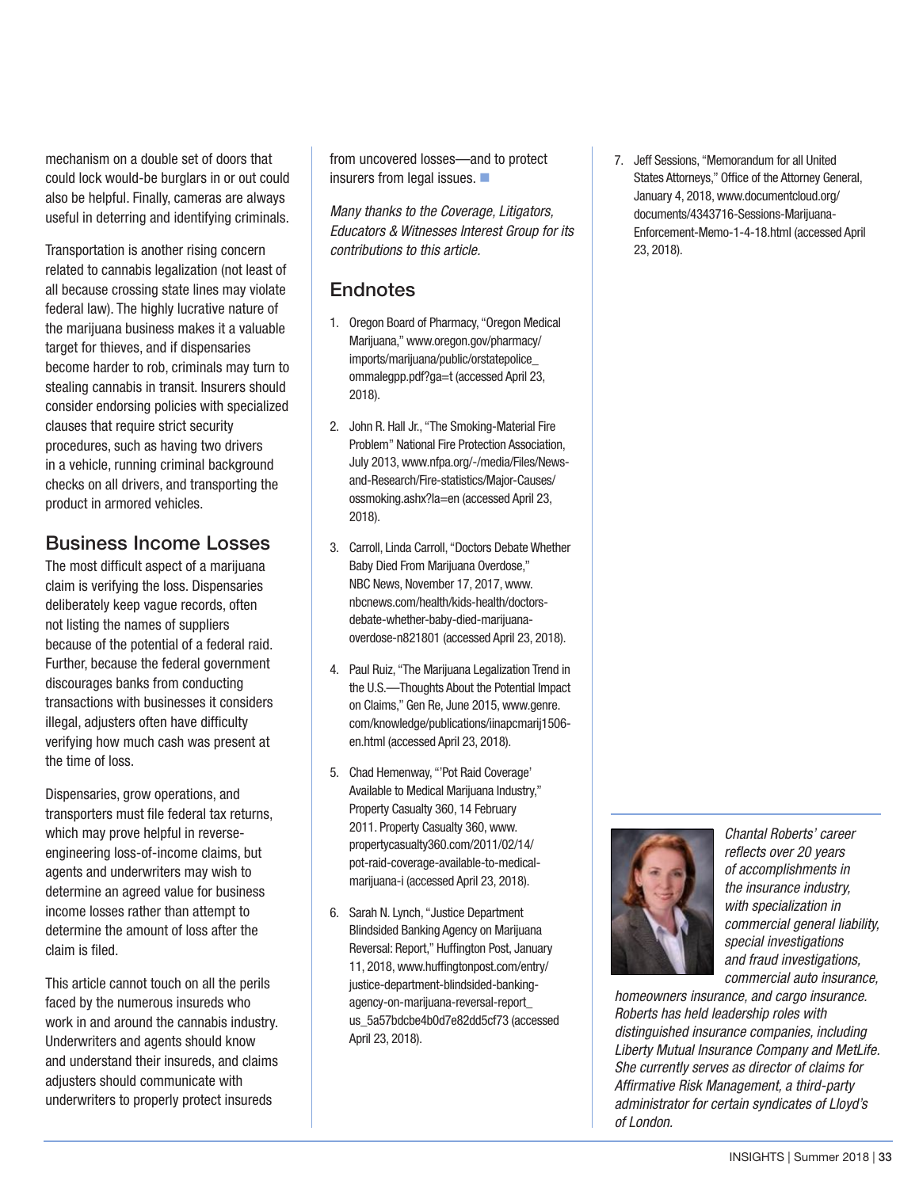mechanism on a double set of doors that could lock would-be burglars in or out could also be helpful. Finally, cameras are always useful in deterring and identifying criminals.

Transportation is another rising concern related to cannabis legalization (not least of all because crossing state lines may violate federal law). The highly lucrative nature of the marijuana business makes it a valuable target for thieves, and if dispensaries become harder to rob, criminals may turn to stealing cannabis in transit. Insurers should consider endorsing policies with specialized clauses that require strict security procedures, such as having two drivers in a vehicle, running criminal background checks on all drivers, and transporting the product in armored vehicles.

## Business Income Losses

The most difficult aspect of a marijuana claim is verifying the loss. Dispensaries deliberately keep vague records, often not listing the names of suppliers because of the potential of a federal raid. Further, because the federal government discourages banks from conducting transactions with businesses it considers illegal, adjusters often have difficulty verifying how much cash was present at the time of loss.

Dispensaries, grow operations, and transporters must file federal tax returns, which may prove helpful in reverse-engineering loss-of-income claims, but agents and underwriters may wish to determine an agreed value for business income losses rather than attempt to determine the amount of loss after the claim is filed.

This article cannot touch on all the perils faced by the numerous insureds who work in and around the cannabis industry. Underwriters and agents should know and understand their insureds, and claims adjusters should communicate with underwriters to properly protect insureds from uncovered losses—and to protect insurers from legal issues. ■

*Many thanks to the Coverage, Litigators, Educators & Witnesses Interest Group for its contributions to this article.*

## Endnotes

1. Oregon Board of Pharmacy, "Oregon Medical Marijuana," www.oregon.gov/pharmacy/imports/marijuana/public/orstatepolice_ommalegpp.pdf?ga=t (accessed April 23, 2018).
2. John R. Hall Jr., "The Smoking-Material Fire Problem" National Fire Protection Association, July 2013, www.nfpa.org/-/media/Files/News-and-Research/Fire-statistics/Major-Causes/ossmoking.ashx?la=en (accessed April 23, 2018).
3. Carroll, Linda Carroll, "Doctors Debate Whether Baby Died From Marijuana Overdose," NBC News, November 17, 2017, www.nbcnews.com/health/kids-health/doctors-debate-whether-baby-died-marijuana-overdose-n821801 (accessed April 23, 2018).
4. Paul Ruiz, "The Marijuana Legalization Trend in the U.S.—Thoughts About the Potential Impact on Claims," Gen Re, June 2015, www.genre.com/knowledge/publications/iinapcmarij1506-en.html (accessed April 23, 2018).
5. Chad Hemenway, "'Pot Raid Coverage' Available to Medical Marijuana Industry," Property Casualty 360, 14 February 2011. Property Casualty 360, www.propertycasualty360.com/2011/02/14/pot-raid-coverage-available-to-medical-marijuana-i (accessed April 23, 2018).
6. Sarah N. Lynch, "Justice Department Blindsided Banking Agency on Marijuana Reversal: Report," Huffington Post, January 11, 2018, www.huffingtonpost.com/entry/justice-department-blindsided-banking-agency-on-marijuana-reversal-report_us_5a57bdcbe4b0d7e82dd5cf73 (accessed April 23, 2018).
7. Jeff Sessions, "Memorandum for all United States Attorneys," Office of the Attorney General, January 4, 2018, www.documentcloud.org/documents/4343716-Sessions-Marijuana-Enforcement-Memo-1-4-18.html (accessed April 23, 2018).

*Chantal Roberts' career reflects over 20 years of accomplishments in the insurance industry, with specialization in commercial general liability, special investigations and fraud investigations, commercial auto insurance, homeowners insurance, and cargo insurance. Roberts has held leadership roles with distinguished insurance companies, including Liberty Mutual Insurance Company and MetLife. She currently serves as director of claims for Affirmative Risk Management, a third-party administrator for certain syndicates of Lloyd's of London.*